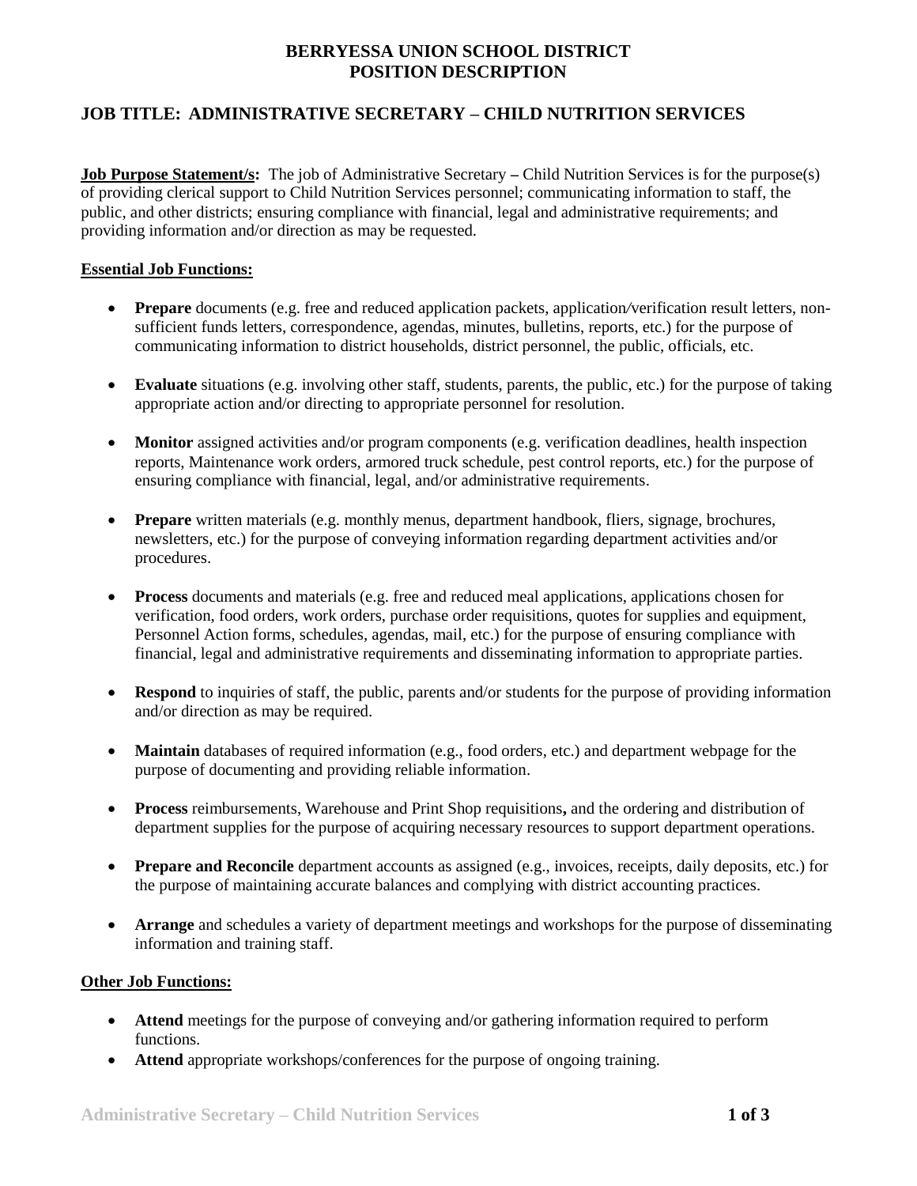# BERRYESSA UNION SCHOOL DISTRICT
# POSITION DESCRIPTION

## JOB TITLE: ADMINISTRATIVE SECRETARY – CHILD NUTRITION SERVICES

**Job Purpose Statement/s:** The job of Administrative Secretary **–** Child Nutrition Services is for the purpose(s) of providing clerical support to Child Nutrition Services personnel; communicating information to staff, the public, and other districts; ensuring compliance with financial, legal and administrative requirements; and providing information and/or direction as may be requested.

### Essential Job Functions:

- **Prepare** documents (e.g. free and reduced application packets, application/verification result letters, non-sufficient funds letters, correspondence, agendas, minutes, bulletins, reports, etc.) for the purpose of communicating information to district households, district personnel, the public, officials, etc.

- **Evaluate** situations (e.g. involving other staff, students, parents, the public, etc.) for the purpose of taking appropriate action and/or directing to appropriate personnel for resolution.

- **Monitor** assigned activities and/or program components (e.g. verification deadlines, health inspection reports, Maintenance work orders, armored truck schedule, pest control reports, etc.) for the purpose of ensuring compliance with financial, legal, and/or administrative requirements.

- **Prepare** written materials (e.g. monthly menus, department handbook, fliers, signage, brochures, newsletters, etc.) for the purpose of conveying information regarding department activities and/or procedures.

- **Process** documents and materials (e.g. free and reduced meal applications, applications chosen for verification, food orders, work orders, purchase order requisitions, quotes for supplies and equipment, Personnel Action forms, schedules, agendas, mail, etc.) for the purpose of ensuring compliance with financial, legal and administrative requirements and disseminating information to appropriate parties.

- **Respond** to inquiries of staff, the public, parents and/or students for the purpose of providing information and/or direction as may be required.

- **Maintain** databases of required information (e.g., food orders, etc.) and department webpage for the purpose of documenting and providing reliable information.

- **Process** reimbursements, Warehouse and Print Shop requisitions**,** and the ordering and distribution of department supplies for the purpose of acquiring necessary resources to support department operations.

- **Prepare and Reconcile** department accounts as assigned (e.g., invoices, receipts, daily deposits, etc.) for the purpose of maintaining accurate balances and complying with district accounting practices.

- **Arrange** and schedules a variety of department meetings and workshops for the purpose of disseminating information and training staff.

### Other Job Functions:

- **Attend** meetings for the purpose of conveying and/or gathering information required to perform functions.
- **Attend** appropriate workshops/conferences for the purpose of ongoing training.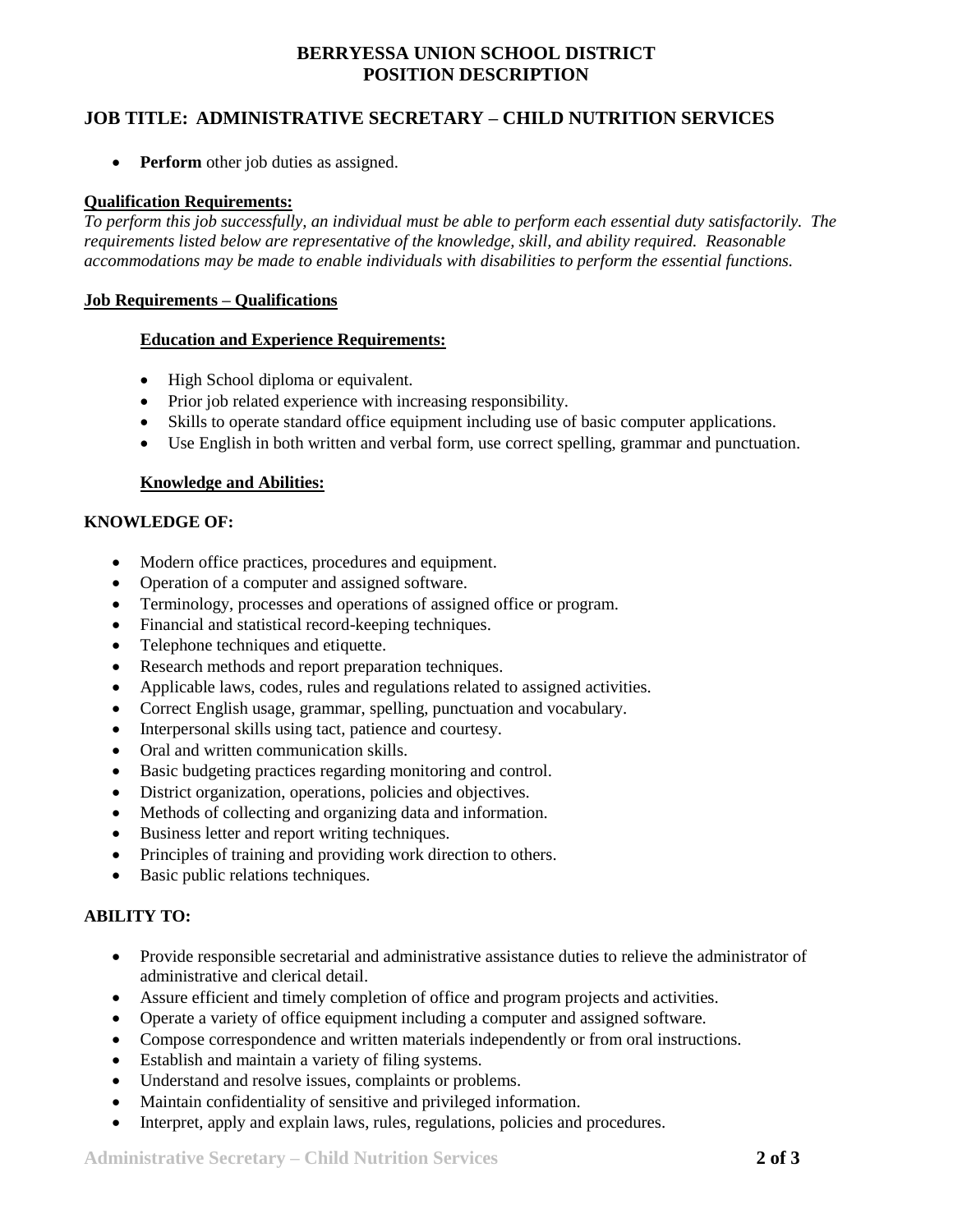- **Perform** other job duties as assigned.

**Qualification Requirements:**

*To perform this job successfully, an individual must be able to perform each essential duty satisfactorily. The requirements listed below are representative of the knowledge, skill, and ability required. Reasonable accommodations may be made to enable individuals with disabilities to perform the essential functions.*

**Job Requirements – Qualifications**

**Education and Experience Requirements:**

- High School diploma or equivalent.
- Prior job related experience with increasing responsibility.
- Skills to operate standard office equipment including use of basic computer applications.
- Use English in both written and verbal form, use correct spelling, grammar and punctuation.

**Knowledge and Abilities:**

**KNOWLEDGE OF:**

- Modern office practices, procedures and equipment.
- Operation of a computer and assigned software.
- Terminology, processes and operations of assigned office or program.
- Financial and statistical record-keeping techniques.
- Telephone techniques and etiquette.
- Research methods and report preparation techniques.
- Applicable laws, codes, rules and regulations related to assigned activities.
- Correct English usage, grammar, spelling, punctuation and vocabulary.
- Interpersonal skills using tact, patience and courtesy.
- Oral and written communication skills.
- Basic budgeting practices regarding monitoring and control.
- District organization, operations, policies and objectives.
- Methods of collecting and organizing data and information.
- Business letter and report writing techniques.
- Principles of training and providing work direction to others.
- Basic public relations techniques.

**ABILITY TO:**

- Provide responsible secretarial and administrative assistance duties to relieve the administrator of administrative and clerical detail.
- Assure efficient and timely completion of office and program projects and activities.
- Operate a variety of office equipment including a computer and assigned software.
- Compose correspondence and written materials independently or from oral instructions.
- Establish and maintain a variety of filing systems.
- Understand and resolve issues, complaints or problems.
- Maintain confidentiality of sensitive and privileged information.
- Interpret, apply and explain laws, rules, regulations, policies and procedures.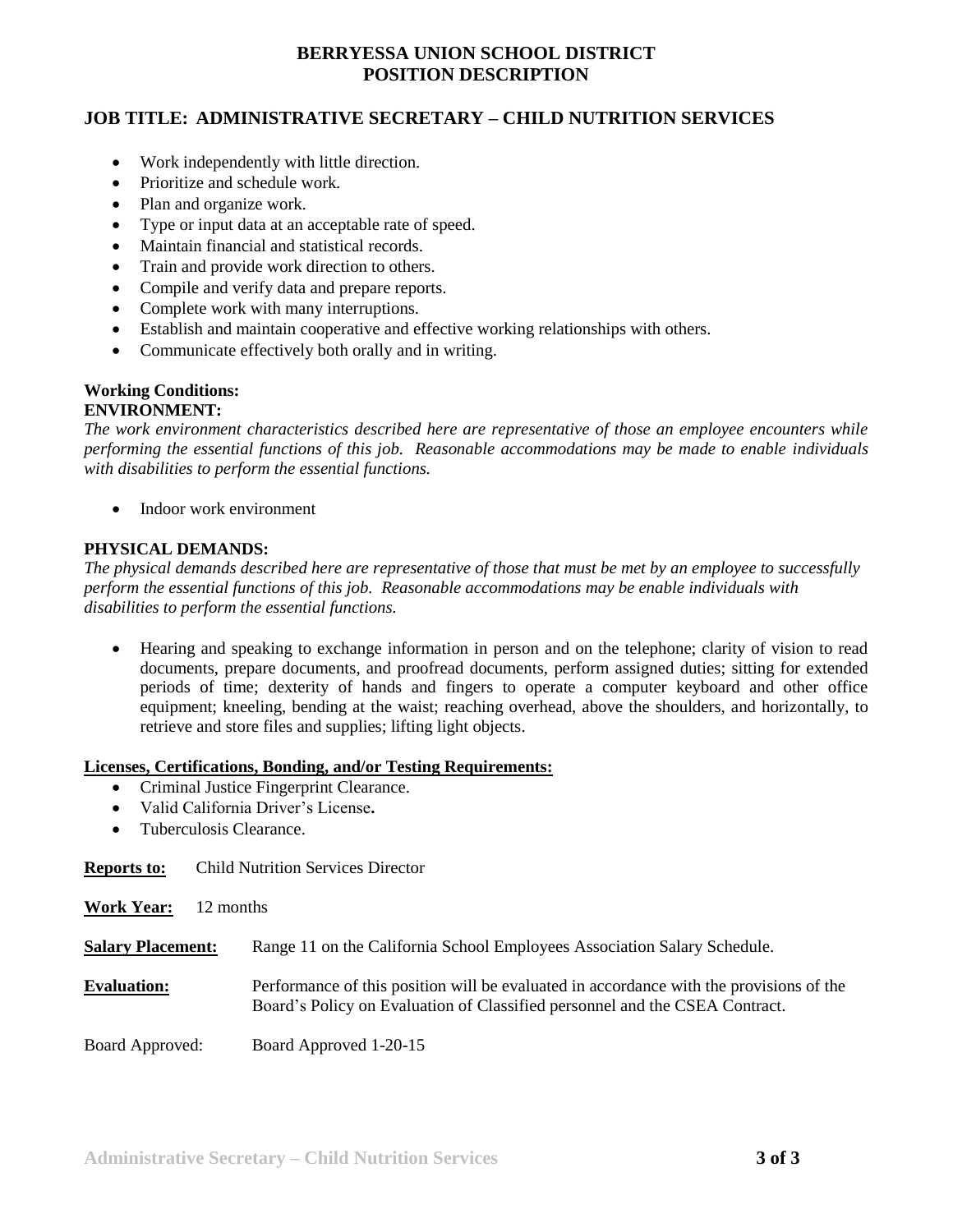**BERRYESSA UNION SCHOOL DISTRICT**
**POSITION DESCRIPTION**

## JOB TITLE: ADMINISTRATIVE SECRETARY – CHILD NUTRITION SERVICES

- Work independently with little direction.
- Prioritize and schedule work.
- Plan and organize work.
- Type or input data at an acceptable rate of speed.
- Maintain financial and statistical records.
- Train and provide work direction to others.
- Compile and verify data and prepare reports.
- Complete work with many interruptions.
- Establish and maintain cooperative and effective working relationships with others.
- Communicate effectively both orally and in writing.

### Working Conditions:

**ENVIRONMENT:**

*The work environment characteristics described here are representative of those an employee encounters while performing the essential functions of this job. Reasonable accommodations may be made to enable individuals with disabilities to perform the essential functions.*

- Indoor work environment

**PHYSICAL DEMANDS:**

*The physical demands described here are representative of those that must be met by an employee to successfully perform the essential functions of this job. Reasonable accommodations may be enable individuals with disabilities to perform the essential functions.*

- Hearing and speaking to exchange information in person and on the telephone; clarity of vision to read documents, prepare documents, and proofread documents, perform assigned duties; sitting for extended periods of time; dexterity of hands and fingers to operate a computer keyboard and other office equipment; kneeling, bending at the waist; reaching overhead, above the shoulders, and horizontally, to retrieve and store files and supplies; lifting light objects.

**Licenses, Certifications, Bonding, and/or Testing Requirements:**

- Criminal Justice Fingerprint Clearance.
- Valid California Driver's License**.**
- Tuberculosis Clearance.

**Reports to:** Child Nutrition Services Director

**Work Year:** 12 months

**Salary Placement:** Range 11 on the California School Employees Association Salary Schedule.

**Evaluation:** Performance of this position will be evaluated in accordance with the provisions of the Board's Policy on Evaluation of Classified personnel and the CSEA Contract.

Board Approved: Board Approved 1-20-15